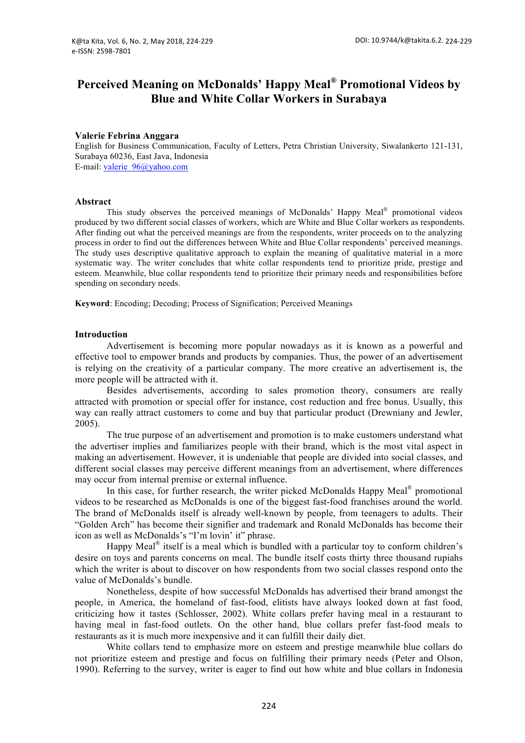# Perceived Meaning on McDonalds' Happy Meal® Promotional Videos by Blue and White Collar Workers in Surabaya

**Valerie Febrina Anggara**

English for Business Communication, Faculty of Letters, Petra Christian University, Siwalankerto 121-131, Surabaya 60236, East Java, Indonesia

E-mail: valerie_96@yahoo.com

## Abstract

This study observes the perceived meanings of McDonalds' Happy Meal® promotional videos produced by two different social classes of workers, which are White and Blue Collar workers as respondents. After finding out what the perceived meanings are from the respondents, writer proceeds on to the analyzing process in order to find out the differences between White and Blue Collar respondents' perceived meanings. The study uses descriptive qualitative approach to explain the meaning of qualitative material in a more systematic way. The writer concludes that white collar respondents tend to prioritize pride, prestige and esteem. Meanwhile, blue collar respondents tend to prioritize their primary needs and responsibilities before spending on secondary needs.

**Keyword**: Encoding; Decoding; Process of Signification; Perceived Meanings

## Introduction

Advertisement is becoming more popular nowadays as it is known as a powerful and effective tool to empower brands and products by companies. Thus, the power of an advertisement is relying on the creativity of a particular company. The more creative an advertisement is, the more people will be attracted with it.

Besides advertisements, according to sales promotion theory, consumers are really attracted with promotion or special offer for instance, cost reduction and free bonus. Usually, this way can really attract customers to come and buy that particular product (Drewniany and Jewler, 2005).

The true purpose of an advertisement and promotion is to make customers understand what the advertiser implies and familiarizes people with their brand, which is the most vital aspect in making an advertisement. However, it is undeniable that people are divided into social classes, and different social classes may perceive different meanings from an advertisement, where differences may occur from internal premise or external influence.

In this case, for further research, the writer picked McDonalds Happy Meal® promotional videos to be researched as McDonalds is one of the biggest fast-food franchises around the world. The brand of McDonalds itself is already well-known by people, from teenagers to adults. Their "Golden Arch" has become their signifier and trademark and Ronald McDonalds has become their icon as well as McDonalds's "I'm lovin' it" phrase.

Happy Meal® itself is a meal which is bundled with a particular toy to conform children's desire on toys and parents concerns on meal. The bundle itself costs thirty three thousand rupiahs which the writer is about to discover on how respondents from two social classes respond onto the value of McDonalds's bundle.

Nonetheless, despite of how successful McDonalds has advertised their brand amongst the people, in America, the homeland of fast-food, elitists have always looked down at fast food, criticizing how it tastes (Schlosser, 2002). White collars prefer having meal in a restaurant to having meal in fast-food outlets. On the other hand, blue collars prefer fast-food meals to restaurants as it is much more inexpensive and it can fulfill their daily diet.

White collars tend to emphasize more on esteem and prestige meanwhile blue collars do not prioritize esteem and prestige and focus on fulfilling their primary needs (Peter and Olson, 1990). Referring to the survey, writer is eager to find out how white and blue collars in Indonesia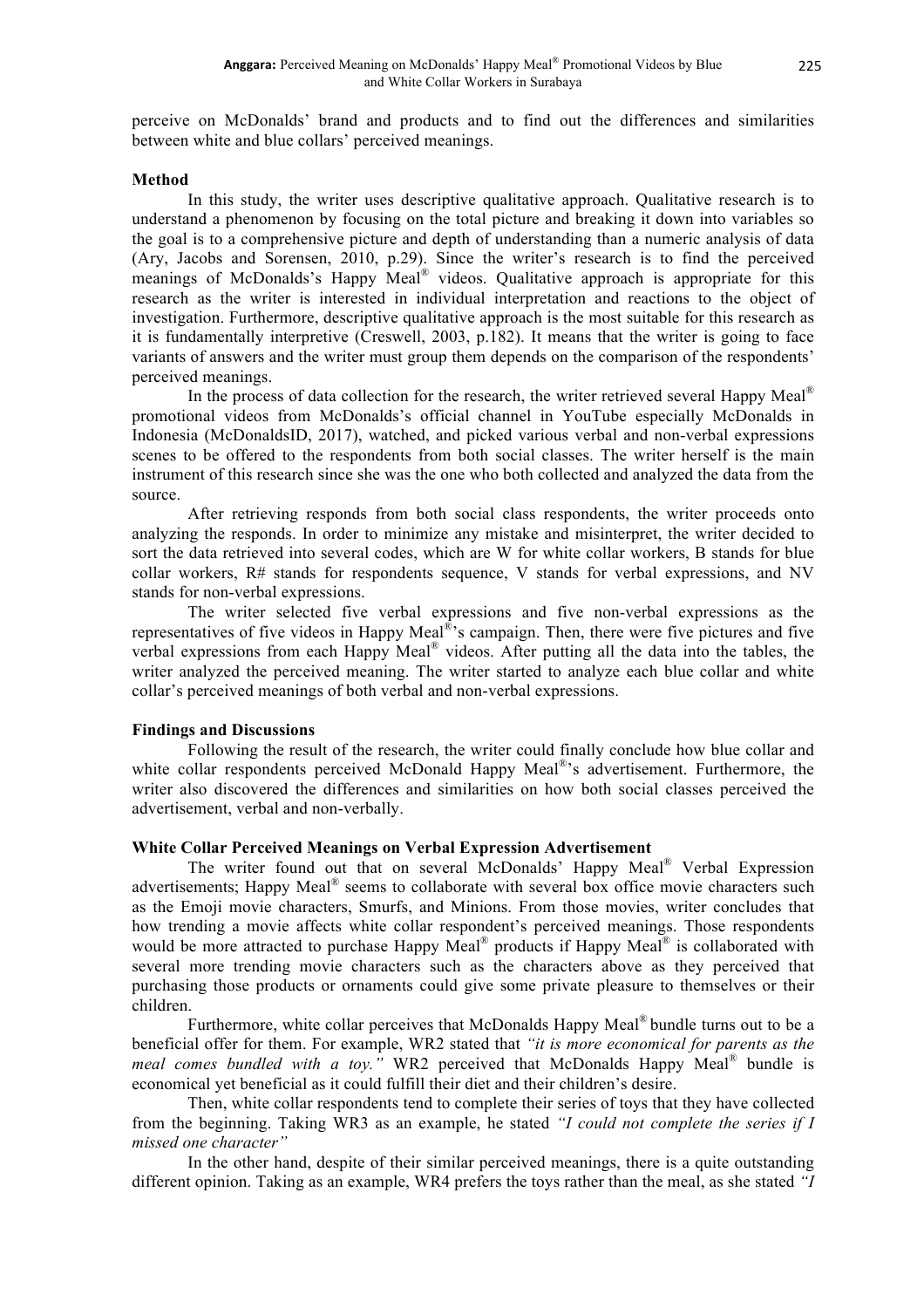perceive on McDonalds' brand and products and to find out the differences and similarities between white and blue collars' perceived meanings.

## Method

In this study, the writer uses descriptive qualitative approach. Qualitative research is to understand a phenomenon by focusing on the total picture and breaking it down into variables so the goal is to a comprehensive picture and depth of understanding than a numeric analysis of data (Ary, Jacobs and Sorensen, 2010, p.29). Since the writer's research is to find the perceived meanings of McDonalds's Happy Meal® videos. Qualitative approach is appropriate for this research as the writer is interested in individual interpretation and reactions to the object of investigation. Furthermore, descriptive qualitative approach is the most suitable for this research as it is fundamentally interpretive (Creswell, 2003, p.182). It means that the writer is going to face variants of answers and the writer must group them depends on the comparison of the respondents' perceived meanings.

In the process of data collection for the research, the writer retrieved several Happy Meal® promotional videos from McDonalds's official channel in YouTube especially McDonalds in Indonesia (McDonaldsID, 2017), watched, and picked various verbal and non-verbal expressions scenes to be offered to the respondents from both social classes. The writer herself is the main instrument of this research since she was the one who both collected and analyzed the data from the source.

After retrieving responds from both social class respondents, the writer proceeds onto analyzing the responds. In order to minimize any mistake and misinterpret, the writer decided to sort the data retrieved into several codes, which are W for white collar workers, B stands for blue collar workers, R# stands for respondents sequence, V stands for verbal expressions, and NV stands for non-verbal expressions.

The writer selected five verbal expressions and five non-verbal expressions as the representatives of five videos in Happy Meal®'s campaign. Then, there were five pictures and five verbal expressions from each Happy Meal® videos. After putting all the data into the tables, the writer analyzed the perceived meaning. The writer started to analyze each blue collar and white collar's perceived meanings of both verbal and non-verbal expressions.

## Findings and Discussions

Following the result of the research, the writer could finally conclude how blue collar and white collar respondents perceived McDonald Happy Meal®'s advertisement. Furthermore, the writer also discovered the differences and similarities on how both social classes perceived the advertisement, verbal and non-verbally.

### White Collar Perceived Meanings on Verbal Expression Advertisement

The writer found out that on several McDonalds' Happy Meal® Verbal Expression advertisements; Happy Meal® seems to collaborate with several box office movie characters such as the Emoji movie characters, Smurfs, and Minions. From those movies, writer concludes that how trending a movie affects white collar respondent's perceived meanings. Those respondents would be more attracted to purchase Happy Meal® products if Happy Meal® is collaborated with several more trending movie characters such as the characters above as they perceived that purchasing those products or ornaments could give some private pleasure to themselves or their children.

Furthermore, white collar perceives that McDonalds Happy Meal® bundle turns out to be a beneficial offer for them. For example, WR2 stated that *"it is more economical for parents as the meal comes bundled with a toy."* WR2 perceived that McDonalds Happy Meal® bundle is economical yet beneficial as it could fulfill their diet and their children's desire.

Then, white collar respondents tend to complete their series of toys that they have collected from the beginning. Taking WR3 as an example, he stated *"I could not complete the series if I missed one character"*

In the other hand, despite of their similar perceived meanings, there is a quite outstanding different opinion. Taking as an example, WR4 prefers the toys rather than the meal, as she stated *"I*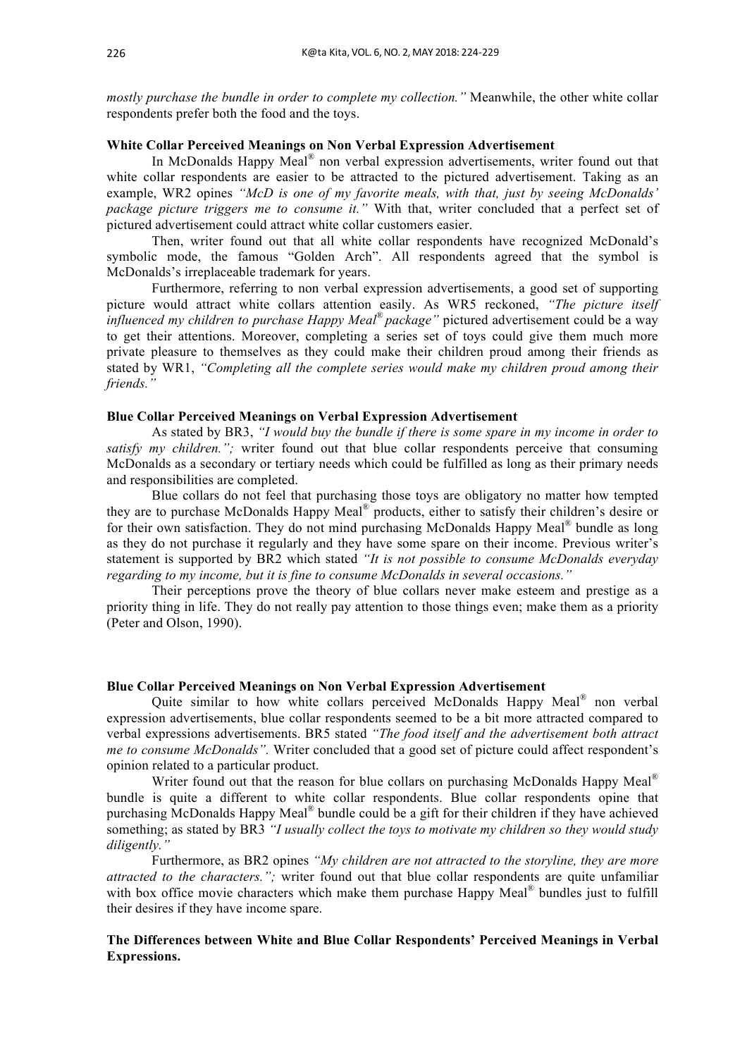*mostly purchase the bundle in order to complete my collection."* Meanwhile, the other white collar respondents prefer both the food and the toys.

**White Collar Perceived Meanings on Non Verbal Expression Advertisement**

In McDonalds Happy Meal® non verbal expression advertisements, writer found out that white collar respondents are easier to be attracted to the pictured advertisement. Taking as an example, WR2 opines *"McD is one of my favorite meals, with that, just by seeing McDonalds' package picture triggers me to consume it."* With that, writer concluded that a perfect set of pictured advertisement could attract white collar customers easier.

Then, writer found out that all white collar respondents have recognized McDonald's symbolic mode, the famous "Golden Arch". All respondents agreed that the symbol is McDonalds's irreplaceable trademark for years.

Furthermore, referring to non verbal expression advertisements, a good set of supporting picture would attract white collars attention easily. As WR5 reckoned, *"The picture itself influenced my children to purchase Happy Meal® package"* pictured advertisement could be a way to get their attentions. Moreover, completing a series set of toys could give them much more private pleasure to themselves as they could make their children proud among their friends as stated by WR1, *"Completing all the complete series would make my children proud among their friends."*

**Blue Collar Perceived Meanings on Verbal Expression Advertisement**

As stated by BR3, *"I would buy the bundle if there is some spare in my income in order to satisfy my children.";* writer found out that blue collar respondents perceive that consuming McDonalds as a secondary or tertiary needs which could be fulfilled as long as their primary needs and responsibilities are completed.

Blue collars do not feel that purchasing those toys are obligatory no matter how tempted they are to purchase McDonalds Happy Meal® products, either to satisfy their children's desire or for their own satisfaction. They do not mind purchasing McDonalds Happy Meal® bundle as long as they do not purchase it regularly and they have some spare on their income. Previous writer's statement is supported by BR2 which stated *"It is not possible to consume McDonalds everyday regarding to my income, but it is fine to consume McDonalds in several occasions."*

Their perceptions prove the theory of blue collars never make esteem and prestige as a priority thing in life. They do not really pay attention to those things even; make them as a priority (Peter and Olson, 1990).

**Blue Collar Perceived Meanings on Non Verbal Expression Advertisement**

Quite similar to how white collars perceived McDonalds Happy Meal® non verbal expression advertisements, blue collar respondents seemed to be a bit more attracted compared to verbal expressions advertisements. BR5 stated *"The food itself and the advertisement both attract me to consume McDonalds".* Writer concluded that a good set of picture could affect respondent's opinion related to a particular product.

Writer found out that the reason for blue collars on purchasing McDonalds Happy Meal® bundle is quite a different to white collar respondents. Blue collar respondents opine that purchasing McDonalds Happy Meal® bundle could be a gift for their children if they have achieved something; as stated by BR3 *"I usually collect the toys to motivate my children so they would study diligently."*

Furthermore, as BR2 opines *"My children are not attracted to the storyline, they are more attracted to the characters.";* writer found out that blue collar respondents are quite unfamiliar with box office movie characters which make them purchase Happy Meal® bundles just to fulfill their desires if they have income spare.

**The Differences between White and Blue Collar Respondents' Perceived Meanings in Verbal Expressions.**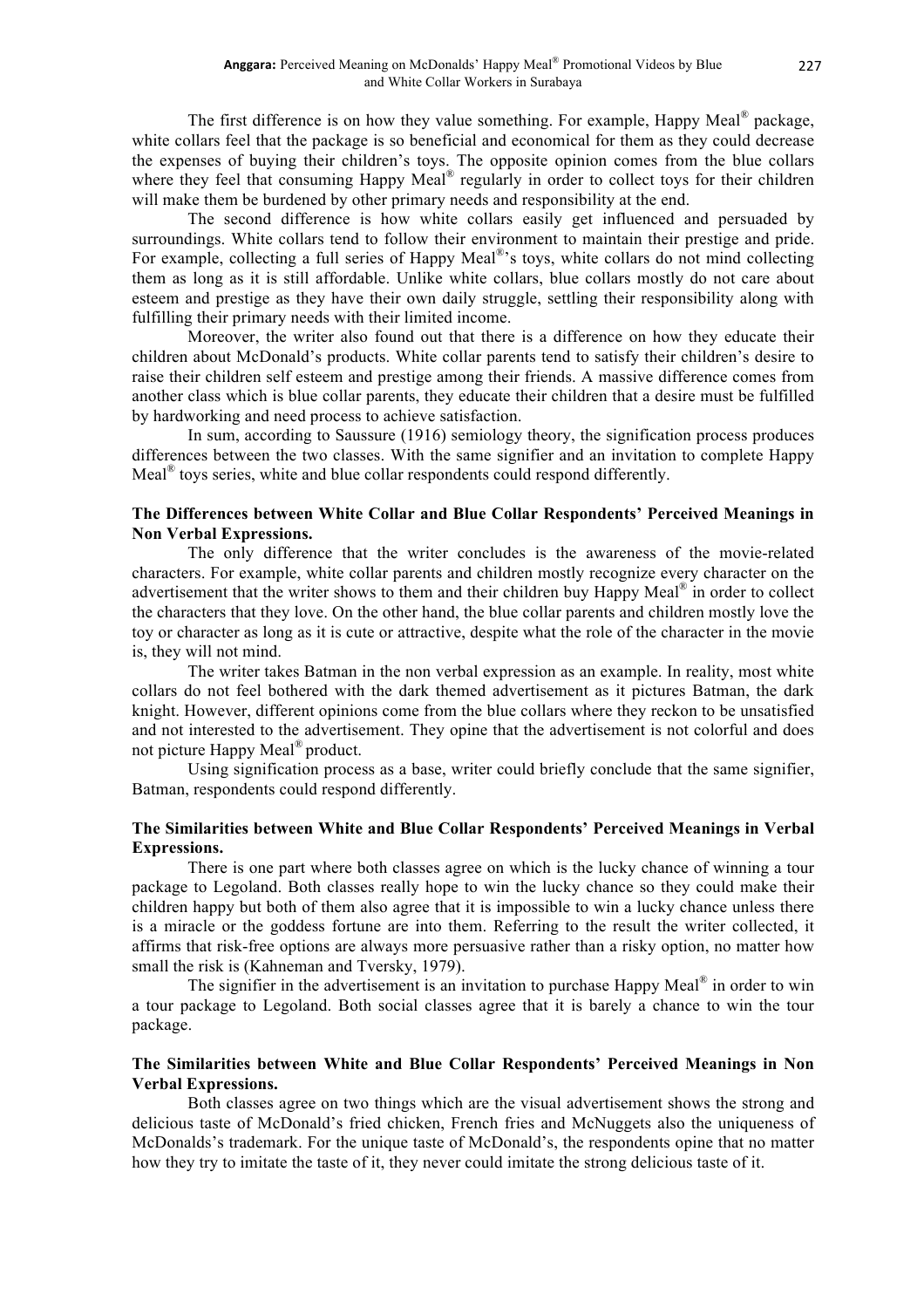The first difference is on how they value something. For example, Happy Meal® package, white collars feel that the package is so beneficial and economical for them as they could decrease the expenses of buying their children's toys. The opposite opinion comes from the blue collars where they feel that consuming Happy Meal® regularly in order to collect toys for their children will make them be burdened by other primary needs and responsibility at the end.

The second difference is how white collars easily get influenced and persuaded by surroundings. White collars tend to follow their environment to maintain their prestige and pride. For example, collecting a full series of Happy Meal®'s toys, white collars do not mind collecting them as long as it is still affordable. Unlike white collars, blue collars mostly do not care about esteem and prestige as they have their own daily struggle, settling their responsibility along with fulfilling their primary needs with their limited income.

Moreover, the writer also found out that there is a difference on how they educate their children about McDonald's products. White collar parents tend to satisfy their children's desire to raise their children self esteem and prestige among their friends. A massive difference comes from another class which is blue collar parents, they educate their children that a desire must be fulfilled by hardworking and need process to achieve satisfaction.

In sum, according to Saussure (1916) semiology theory, the signification process produces differences between the two classes. With the same signifier and an invitation to complete Happy Meal® toys series, white and blue collar respondents could respond differently.

**The Differences between White Collar and Blue Collar Respondents' Perceived Meanings in Non Verbal Expressions.**

The only difference that the writer concludes is the awareness of the movie-related characters. For example, white collar parents and children mostly recognize every character on the advertisement that the writer shows to them and their children buy Happy Meal® in order to collect the characters that they love. On the other hand, the blue collar parents and children mostly love the toy or character as long as it is cute or attractive, despite what the role of the character in the movie is, they will not mind.

The writer takes Batman in the non verbal expression as an example. In reality, most white collars do not feel bothered with the dark themed advertisement as it pictures Batman, the dark knight. However, different opinions come from the blue collars where they reckon to be unsatisfied and not interested to the advertisement. They opine that the advertisement is not colorful and does not picture Happy Meal® product.

Using signification process as a base, writer could briefly conclude that the same signifier, Batman, respondents could respond differently.

**The Similarities between White and Blue Collar Respondents' Perceived Meanings in Verbal Expressions.**

There is one part where both classes agree on which is the lucky chance of winning a tour package to Legoland. Both classes really hope to win the lucky chance so they could make their children happy but both of them also agree that it is impossible to win a lucky chance unless there is a miracle or the goddess fortune are into them. Referring to the result the writer collected, it affirms that risk-free options are always more persuasive rather than a risky option, no matter how small the risk is (Kahneman and Tversky, 1979).

The signifier in the advertisement is an invitation to purchase Happy Meal® in order to win a tour package to Legoland. Both social classes agree that it is barely a chance to win the tour package.

**The Similarities between White and Blue Collar Respondents' Perceived Meanings in Non Verbal Expressions.**

Both classes agree on two things which are the visual advertisement shows the strong and delicious taste of McDonald's fried chicken, French fries and McNuggets also the uniqueness of McDonalds's trademark. For the unique taste of McDonald's, the respondents opine that no matter how they try to imitate the taste of it, they never could imitate the strong delicious taste of it.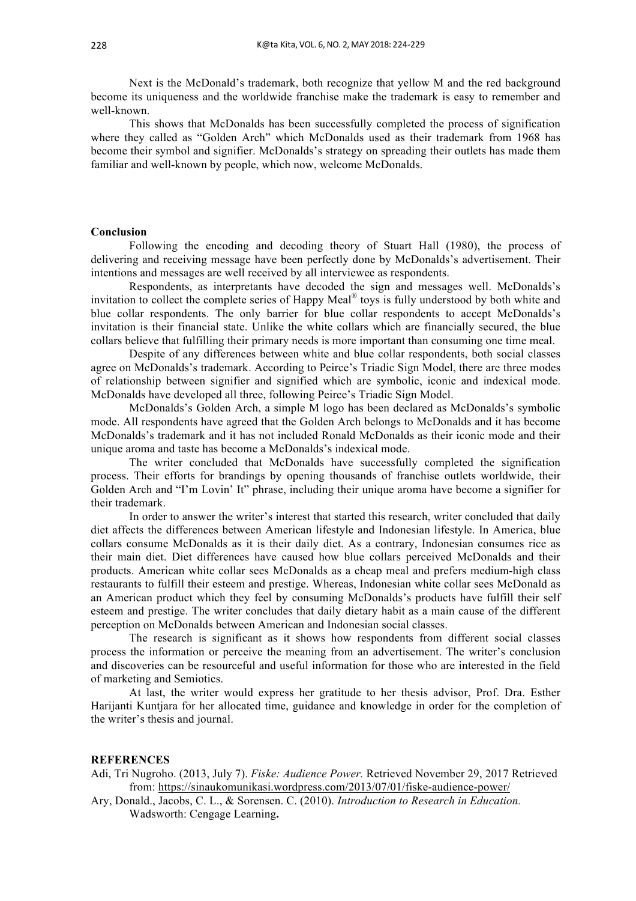Next is the McDonald's trademark, both recognize that yellow M and the red background become its uniqueness and the worldwide franchise make the trademark is easy to remember and well-known.

This shows that McDonalds has been successfully completed the process of signification where they called as "Golden Arch" which McDonalds used as their trademark from 1968 has become their symbol and signifier. McDonalds's strategy on spreading their outlets has made them familiar and well-known by people, which now, welcome McDonalds.

## Conclusion

Following the encoding and decoding theory of Stuart Hall (1980), the process of delivering and receiving message have been perfectly done by McDonalds's advertisement. Their intentions and messages are well received by all interviewee as respondents.

Respondents, as interpretants have decoded the sign and messages well. McDonalds's invitation to collect the complete series of Happy Meal® toys is fully understood by both white and blue collar respondents. The only barrier for blue collar respondents to accept McDonalds's invitation is their financial state. Unlike the white collars which are financially secured, the blue collars believe that fulfilling their primary needs is more important than consuming one time meal.

Despite of any differences between white and blue collar respondents, both social classes agree on McDonalds's trademark. According to Peirce's Triadic Sign Model, there are three modes of relationship between signifier and signified which are symbolic, iconic and indexical mode. McDonalds have developed all three, following Peirce's Triadic Sign Model.

McDonalds's Golden Arch, a simple M logo has been declared as McDonalds's symbolic mode. All respondents have agreed that the Golden Arch belongs to McDonalds and it has become McDonalds's trademark and it has not included Ronald McDonalds as their iconic mode and their unique aroma and taste has become a McDonalds's indexical mode.

The writer concluded that McDonalds have successfully completed the signification process. Their efforts for brandings by opening thousands of franchise outlets worldwide, their Golden Arch and "I'm Lovin' It" phrase, including their unique aroma have become a signifier for their trademark.

In order to answer the writer's interest that started this research, writer concluded that daily diet affects the differences between American lifestyle and Indonesian lifestyle. In America, blue collars consume McDonalds as it is their daily diet. As a contrary, Indonesian consumes rice as their main diet. Diet differences have caused how blue collars perceived McDonalds and their products. American white collar sees McDonalds as a cheap meal and prefers medium-high class restaurants to fulfill their esteem and prestige. Whereas, Indonesian white collar sees McDonald as an American product which they feel by consuming McDonalds's products have fulfill their self esteem and prestige. The writer concludes that daily dietary habit as a main cause of the different perception on McDonalds between American and Indonesian social classes.

The research is significant as it shows how respondents from different social classes process the information or perceive the meaning from an advertisement. The writer's conclusion and discoveries can be resourceful and useful information for those who are interested in the field of marketing and Semiotics.

At last, the writer would express her gratitude to her thesis advisor, Prof. Dra. Esther Harijanti Kuntjara for her allocated time, guidance and knowledge in order for the completion of the writer's thesis and journal.

## REFERENCES

Adi, Tri Nugroho. (2013, July 7). *Fiske: Audience Power.* Retrieved November 29, 2017 Retrieved from: https://sinaukomunikasi.wordpress.com/2013/07/01/fiske-audience-power/

Ary, Donald., Jacobs, C. L., & Sorensen. C. (2010). *Introduction to Research in Education.* Wadsworth: Cengage Learning**.**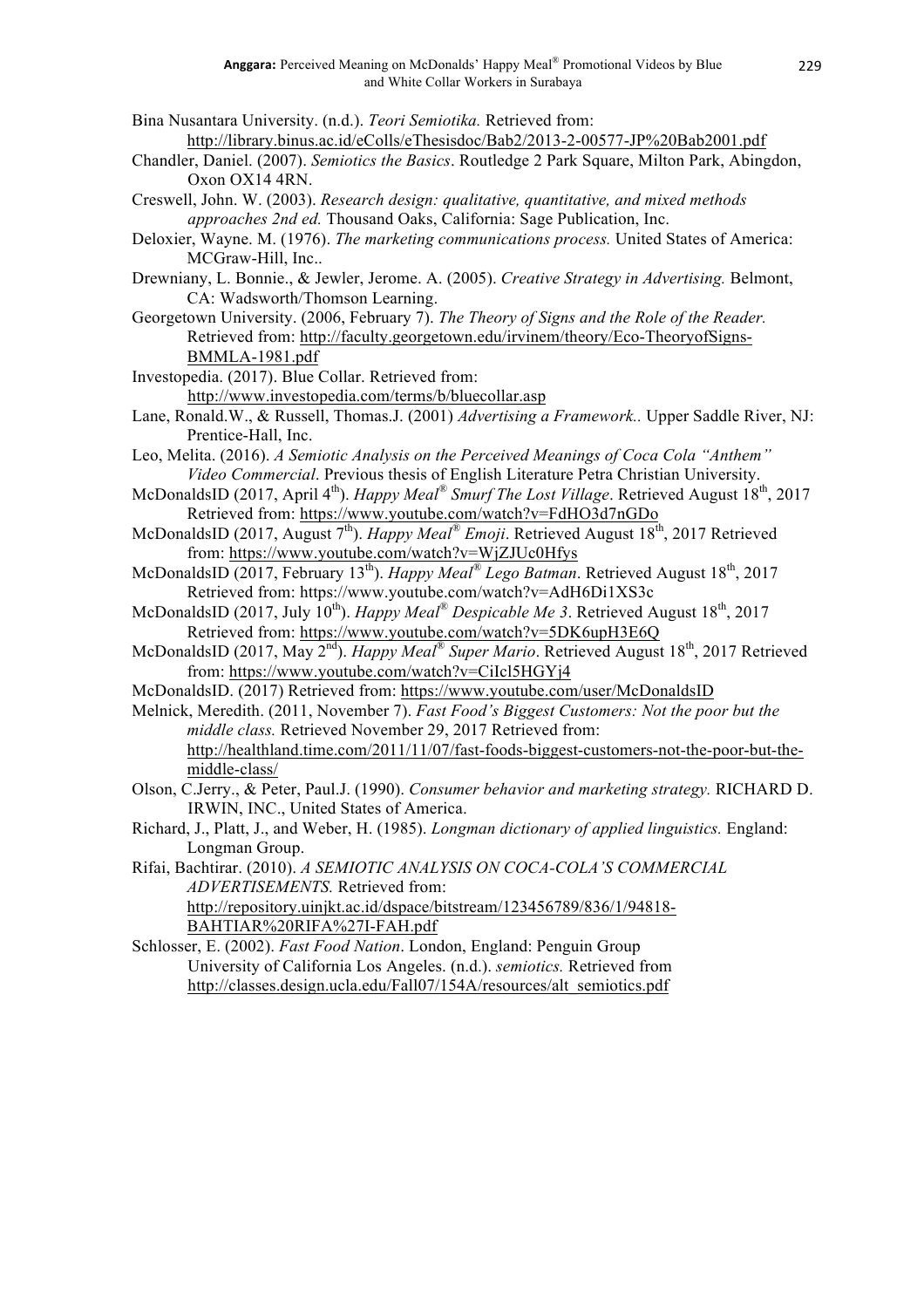Bina Nusantara University. (n.d.). *Teori Semiotika.* Retrieved from: http://library.binus.ac.id/eColls/eThesisdoc/Bab2/2013-2-00577-JP%20Bab2001.pdf

Chandler, Daniel. (2007). *Semiotics the Basics*. Routledge 2 Park Square, Milton Park, Abingdon, Oxon OX14 4RN.

Creswell, John. W. (2003). *Research design: qualitative, quantitative, and mixed methods approaches 2nd ed.* Thousand Oaks, California: Sage Publication, Inc.

Deloxier, Wayne. M. (1976). *The marketing communications process.* United States of America: MCGraw-Hill, Inc..

Drewniany, L. Bonnie., & Jewler, Jerome. A. (2005). *Creative Strategy in Advertising.* Belmont, CA: Wadsworth/Thomson Learning.

Georgetown University. (2006, February 7). *The Theory of Signs and the Role of the Reader.* Retrieved from: http://faculty.georgetown.edu/irvinem/theory/Eco-TheoryofSigns-BMMLA-1981.pdf

Investopedia. (2017). Blue Collar. Retrieved from: http://www.investopedia.com/terms/b/bluecollar.asp

Lane, Ronald.W., & Russell, Thomas.J. (2001) *Advertising a Framework..* Upper Saddle River, NJ: Prentice-Hall, Inc.

Leo, Melita. (2016). *A Semiotic Analysis on the Perceived Meanings of Coca Cola "Anthem" Video Commercial*. Previous thesis of English Literature Petra Christian University.

McDonaldsID (2017, April 4th). *Happy Meal® Smurf The Lost Village*. Retrieved August 18th, 2017 Retrieved from: https://www.youtube.com/watch?v=FdHO3d7nGDo

McDonaldsID (2017, August 7th). *Happy Meal® Emoji*. Retrieved August 18th, 2017 Retrieved from: https://www.youtube.com/watch?v=WjZJUc0Hfys

McDonaldsID (2017, February 13th). *Happy Meal® Lego Batman*. Retrieved August 18th, 2017 Retrieved from: https://www.youtube.com/watch?v=AdH6Di1XS3c

McDonaldsID (2017, July 10th). *Happy Meal® Despicable Me 3*. Retrieved August 18th, 2017 Retrieved from: https://www.youtube.com/watch?v=5DK6upH3E6Q

McDonaldsID (2017, May 2nd). *Happy Meal® Super Mario*. Retrieved August 18th, 2017 Retrieved from: https://www.youtube.com/watch?v=CiIcl5HGYj4

McDonaldsID. (2017) Retrieved from: https://www.youtube.com/user/McDonaldsID

Melnick, Meredith. (2011, November 7). *Fast Food's Biggest Customers: Not the poor but the middle class.* Retrieved November 29, 2017 Retrieved from: http://healthland.time.com/2011/11/07/fast-foods-biggest-customers-not-the-poor-but-the-middle-class/

Olson, C.Jerry., & Peter, Paul.J. (1990). *Consumer behavior and marketing strategy.* RICHARD D. IRWIN, INC., United States of America.

Richard, J., Platt, J., and Weber, H. (1985). *Longman dictionary of applied linguistics.* England: Longman Group.

Rifai, Bachtirar. (2010). *A SEMIOTIC ANALYSIS ON COCA-COLA'S COMMERCIAL ADVERTISEMENTS.* Retrieved from: http://repository.uinjkt.ac.id/dspace/bitstream/123456789/836/1/94818-BAHTIAR%20RIFA%27I-FAH.pdf

Schlosser, E. (2002). *Fast Food Nation*. London, England: Penguin Group University of California Los Angeles. (n.d.). *semiotics.* Retrieved from http://classes.design.ucla.edu/Fall07/154A/resources/alt_semiotics.pdf